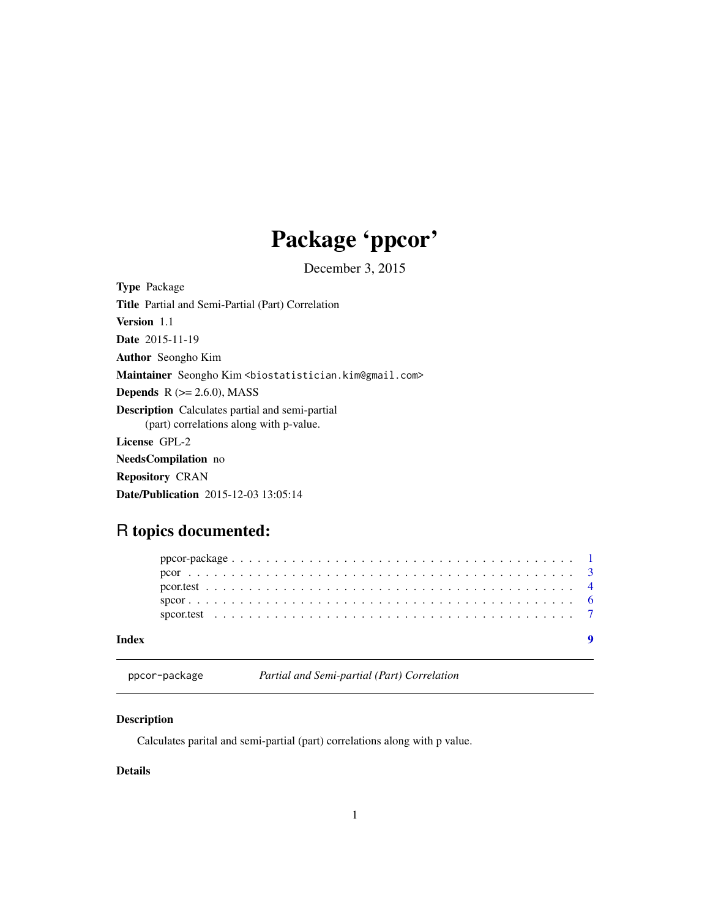# Package 'ppcor'

December 3, 2015

**Type** Package

**Title** Partial and Semi-Partial (Part) Correlation

**Version** 1.1

**Date** 2015-11-19

**Author** Seongho Kim

**Maintainer** Seongho Kim <biostatistician.kim@gmail.com>

**Depends** R (>= 2.6.0), MASS

**Description** Calculates partial and semi-partial (part) correlations along with p-value.

**License** GPL-2

**NeedsCompilation** no

**Repository** CRAN

**Date/Publication** 2015-12-03 13:05:14

## R topics documented:

| | |
|---|---|
| ppcor-package | 1 |
| pcor | 3 |
| pcor.test | 4 |
| spcor | 6 |
| spcor.test | 7 |
| **Index** | **9** |

---

ppcor-package *Partial and Semi-partial (Part) Correlation*

---

### Description

Calculates parital and semi-partial (part) correlations along with p value.

### Details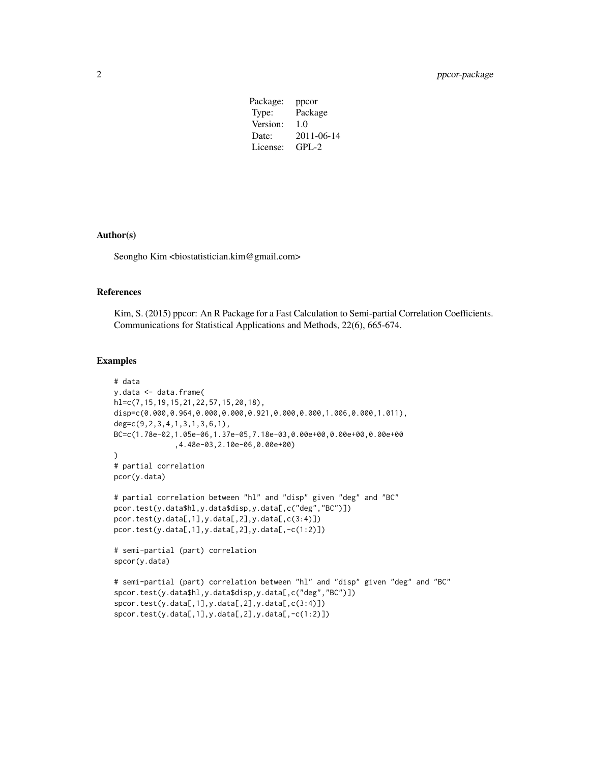| | |
|---|---|
| Package: | ppcor |
| Type: | Package |
| Version: | 1.0 |
| Date: | 2011-06-14 |
| License: | GPL-2 |

### Author(s)

Seongho Kim <biostatistician.kim@gmail.com>

### References

Kim, S. (2015) ppcor: An R Package for a Fast Calculation to Semi-partial Correlation Coefficients. Communications for Statistical Applications and Methods, 22(6), 665-674.

### Examples

```
# data
y.data <- data.frame(
hl=c(7,15,19,15,21,22,57,15,20,18),
disp=c(0.000,0.964,0.000,0.000,0.921,0.000,0.000,1.006,0.000,1.011),
deg=c(9,2,3,4,1,3,1,3,6,1),
BC=c(1.78e-02,1.05e-06,1.37e-05,7.18e-03,0.00e+00,0.00e+00,0.00e+00
             ,4.48e-03,2.10e-06,0.00e+00)
)
# partial correlation
pcor(y.data)

# partial correlation between "hl" and "disp" given "deg" and "BC"
pcor.test(y.data$hl,y.data$disp,y.data[,c("deg","BC")])
pcor.test(y.data[,1],y.data[,2],y.data[,c(3:4)])
pcor.test(y.data[,1],y.data[,2],y.data[,-c(1:2)])

# semi-partial (part) correlation
spcor(y.data)

# semi-partial (part) correlation between "hl" and "disp" given "deg" and "BC"
spcor.test(y.data$hl,y.data$disp,y.data[,c("deg","BC")])
spcor.test(y.data[,1],y.data[,2],y.data[,c(3:4)])
spcor.test(y.data[,1],y.data[,2],y.data[,-c(1:2)])
```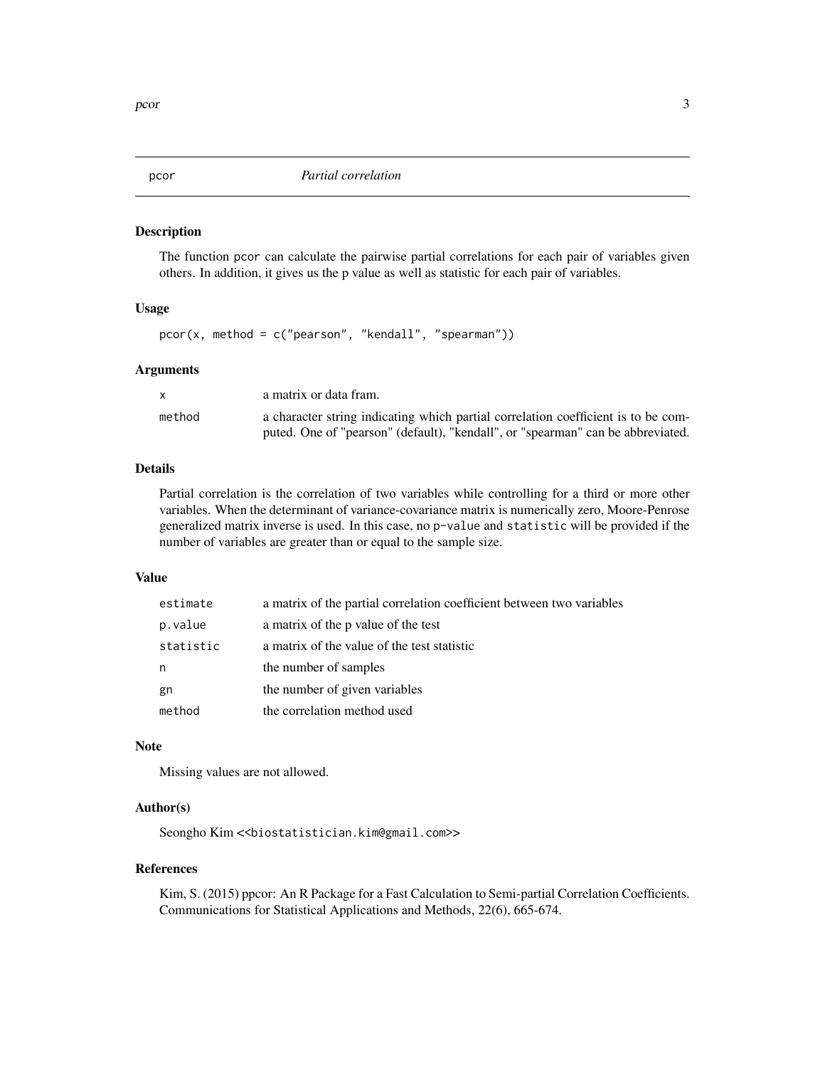# pcor — *Partial correlation*

## Description

The function pcor can calculate the pairwise partial correlations for each pair of variables given others. In addition, it gives us the p value as well as statistic for each pair of variables.

## Usage

```
pcor(x, method = c("pearson", "kendall", "spearman"))
```

## Arguments

| | |
|---|---|
| x | a matrix or data fram. |
| method | a character string indicating which partial correlation coefficient is to be computed. One of "pearson" (default), "kendall", or "spearman" can be abbreviated. |

## Details

Partial correlation is the correlation of two variables while controlling for a third or more other variables. When the determinant of variance-covariance matrix is numerically zero, Moore-Penrose generalized matrix inverse is used. In this case, no `p-value` and `statistic` will be provided if the number of variables are greater than or equal to the sample size.

## Value

| | |
|---|---|
| estimate | a matrix of the partial correlation coefficient between two variables |
| p.value | a matrix of the p value of the test |
| statistic | a matrix of the value of the test statistic |
| n | the number of samples |
| gn | the number of given variables |
| method | the correlation method used |

## Note

Missing values are not allowed.

## Author(s)

Seongho Kim <<biostatistician.kim@gmail.com>>

## References

Kim, S. (2015) ppcor: An R Package for a Fast Calculation to Semi-partial Correlation Coefficients. Communications for Statistical Applications and Methods, 22(6), 665-674.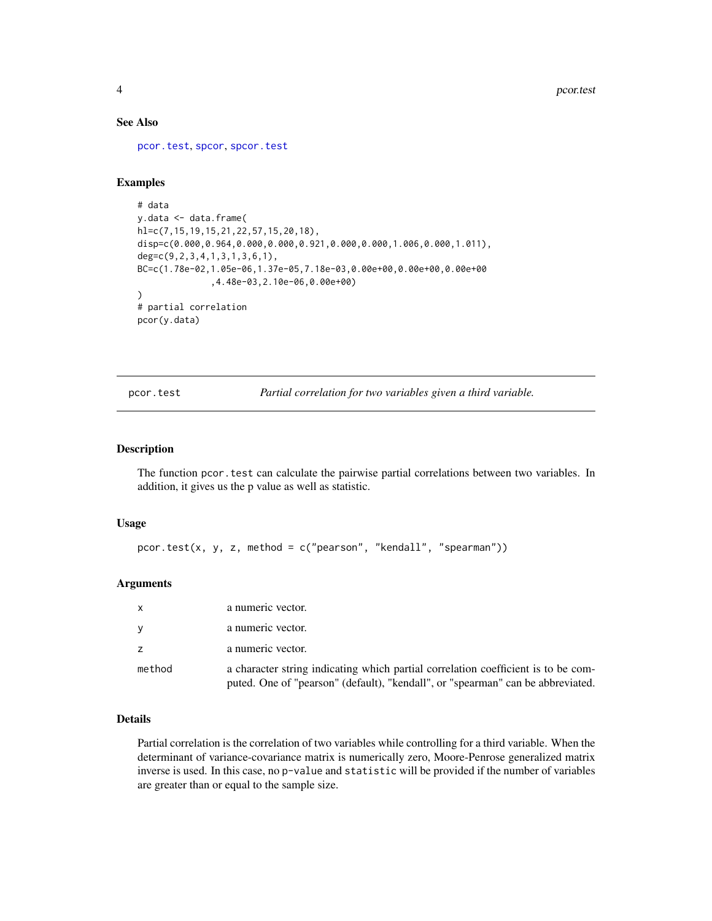### See Also

pcor.test, spcor, spcor.test

### Examples

```
# data
y.data <- data.frame(
hl=c(7,15,19,15,21,22,57,15,20,18),
disp=c(0.000,0.964,0.000,0.000,0.921,0.000,0.000,1.006,0.000,1.011),
deg=c(9,2,3,4,1,3,1,3,6,1),
BC=c(1.78e-02,1.05e-06,1.37e-05,7.18e-03,0.00e+00,0.00e+00,0.00e+00
              ,4.48e-03,2.10e-06,0.00e+00)
)
# partial correlation
pcor(y.data)
```

---

## pcor.test &nbsp;&nbsp;&nbsp; *Partial correlation for two variables given a third variable.*

---

### Description

The function pcor.test can calculate the pairwise partial correlations between two variables. In addition, it gives us the p value as well as statistic.

### Usage

```
pcor.test(x, y, z, method = c("pearson", "kendall", "spearman"))
```

### Arguments

| | |
|---|---|
| x | a numeric vector. |
| y | a numeric vector. |
| z | a numeric vector. |
| method | a character string indicating which partial correlation coefficient is to be computed. One of "pearson" (default), "kendall", or "spearman" can be abbreviated. |

### Details

Partial correlation is the correlation of two variables while controlling for a third variable. When the determinant of variance-covariance matrix is numerically zero, Moore-Penrose generalized matrix inverse is used. In this case, no `p-value` and `statistic` will be provided if the number of variables are greater than or equal to the sample size.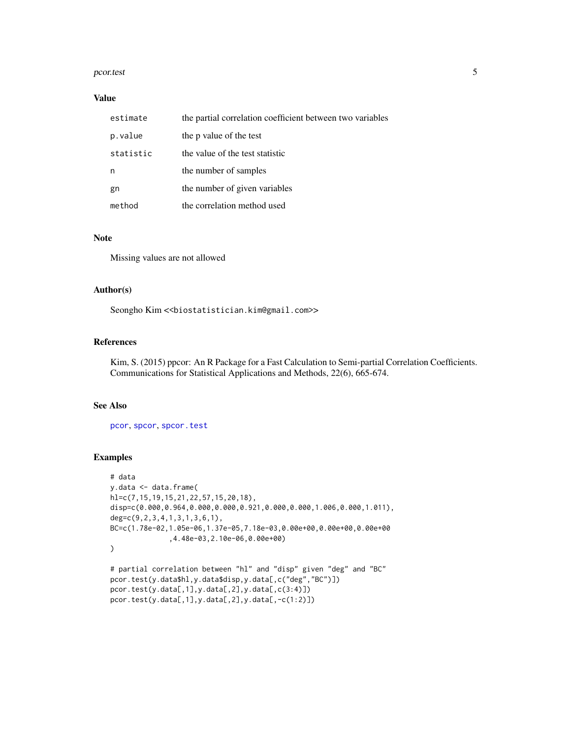### Value

| | |
|---|---|
| `estimate` | the partial correlation coefficient between two variables |
| `p.value` | the p value of the test |
| `statistic` | the value of the test statistic |
| `n` | the number of samples |
| `gn` | the number of given variables |
| `method` | the correlation method used |

### Note

Missing values are not allowed

### Author(s)

Seongho Kim <<biostatistician.kim@gmail.com>>

### References

Kim, S. (2015) ppcor: An R Package for a Fast Calculation to Semi-partial Correlation Coefficients. Communications for Statistical Applications and Methods, 22(6), 665-674.

### See Also

`pcor`, `spcor`, `spcor.test`

### Examples

```
# data
y.data <- data.frame(
hl=c(7,15,19,15,21,22,57,15,20,18),
disp=c(0.000,0.964,0.000,0.000,0.921,0.000,0.000,1.006,0.000,1.011),
deg=c(9,2,3,4,1,3,1,3,6,1),
BC=c(1.78e-02,1.05e-06,1.37e-05,7.18e-03,0.00e+00,0.00e+00,0.00e+00
              ,4.48e-03,2.10e-06,0.00e+00)
)

# partial correlation between "hl" and "disp" given "deg" and "BC"
pcor.test(y.data$hl,y.data$disp,y.data[,c("deg","BC")])
pcor.test(y.data[,1],y.data[,2],y.data[,c(3:4)])
pcor.test(y.data[,1],y.data[,2],y.data[,-c(1:2)])
```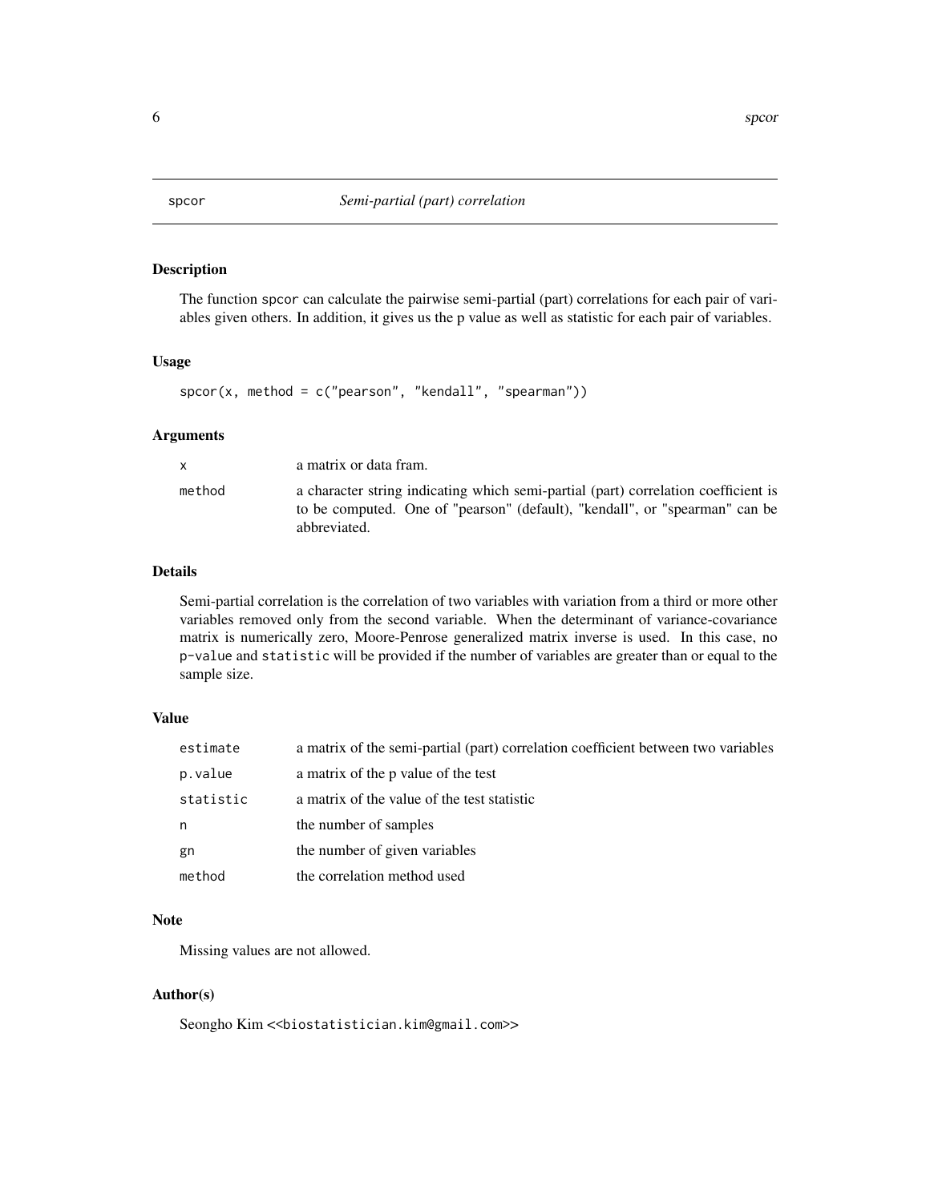# spcor *Semi-partial (part) correlation*

## Description

The function spcor can calculate the pairwise semi-partial (part) correlations for each pair of variables given others. In addition, it gives us the p value as well as statistic for each pair of variables.

## Usage

```
spcor(x, method = c("pearson", "kendall", "spearman"))
```

## Arguments

| | |
|---|---|
| x | a matrix or data fram. |
| method | a character string indicating which semi-partial (part) correlation coefficient is to be computed. One of "pearson" (default), "kendall", or "spearman" can be abbreviated. |

## Details

Semi-partial correlation is the correlation of two variables with variation from a third or more other variables removed only from the second variable. When the determinant of variance-covariance matrix is numerically zero, Moore-Penrose generalized matrix inverse is used. In this case, no p-value and statistic will be provided if the number of variables are greater than or equal to the sample size.

## Value

| | |
|---|---|
| estimate | a matrix of the semi-partial (part) correlation coefficient between two variables |
| p.value | a matrix of the p value of the test |
| statistic | a matrix of the value of the test statistic |
| n | the number of samples |
| gn | the number of given variables |
| method | the correlation method used |

## Note

Missing values are not allowed.

## Author(s)

Seongho Kim <<biostatistician.kim@gmail.com>>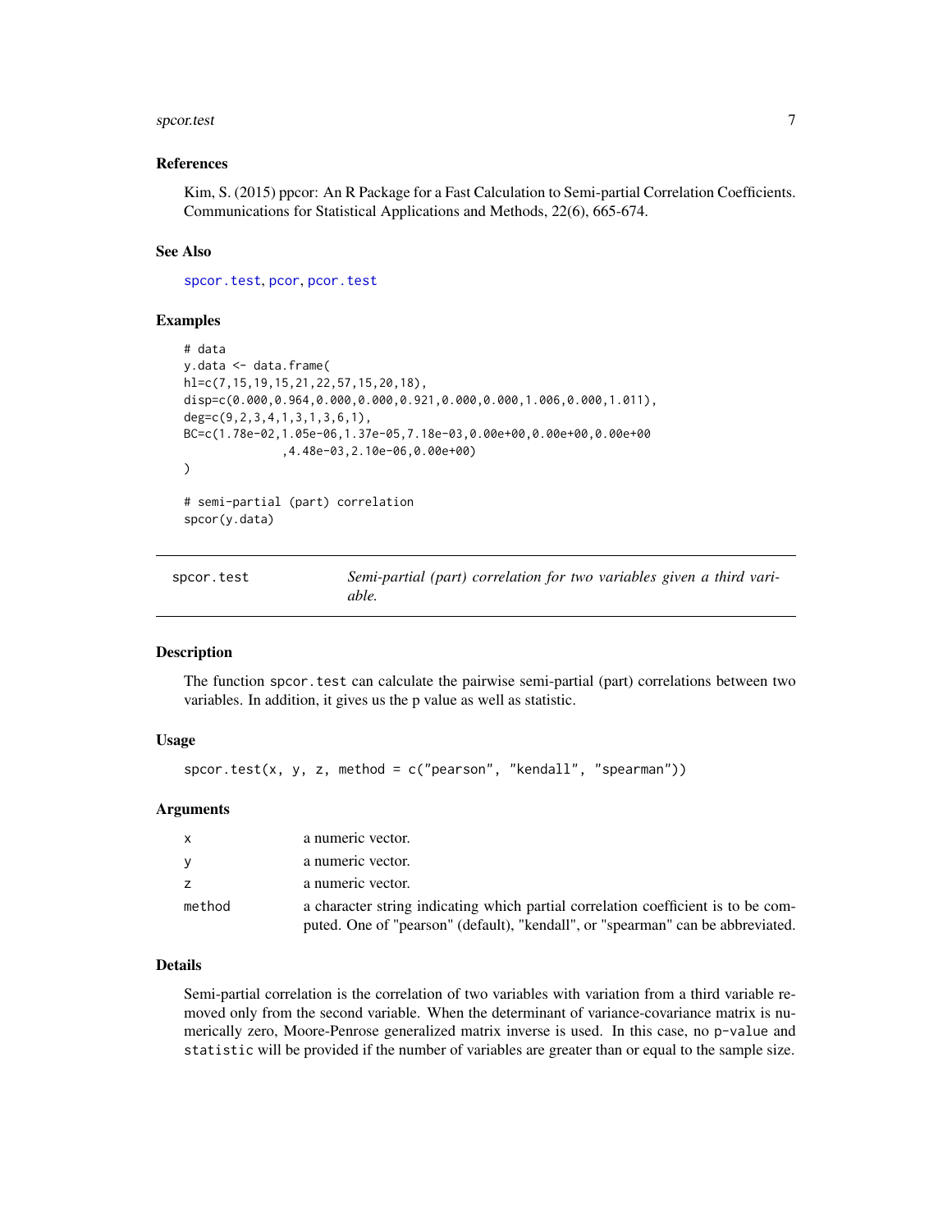### References

Kim, S. (2015) ppcor: An R Package for a Fast Calculation to Semi-partial Correlation Coefficients. Communications for Statistical Applications and Methods, 22(6), 665-674.

### See Also

spcor.test, pcor, pcor.test

### Examples

```
# data
y.data <- data.frame(
hl=c(7,15,19,15,21,22,57,15,20,18),
disp=c(0.000,0.964,0.000,0.000,0.921,0.000,0.000,1.006,0.000,1.011),
deg=c(9,2,3,4,1,3,1,3,6,1),
BC=c(1.78e-02,1.05e-06,1.37e-05,7.18e-03,0.00e+00,0.00e+00,0.00e+00
              ,4.48e-03,2.10e-06,0.00e+00)
)

# semi-partial (part) correlation
spcor(y.data)
```

---

## spcor.test — *Semi-partial (part) correlation for two variables given a third variable.*

### Description

The function spcor.test can calculate the pairwise semi-partial (part) correlations between two variables. In addition, it gives us the p value as well as statistic.

### Usage

```
spcor.test(x, y, z, method = c("pearson", "kendall", "spearman"))
```

### Arguments

| | |
|---|---|
| x | a numeric vector. |
| y | a numeric vector. |
| z | a numeric vector. |
| method | a character string indicating which partial correlation coefficient is to be computed. One of "pearson" (default), "kendall", or "spearman" can be abbreviated. |

### Details

Semi-partial correlation is the correlation of two variables with variation from a third variable removed only from the second variable. When the determinant of variance-covariance matrix is numerically zero, Moore-Penrose generalized matrix inverse is used. In this case, no p-value and statistic will be provided if the number of variables are greater than or equal to the sample size.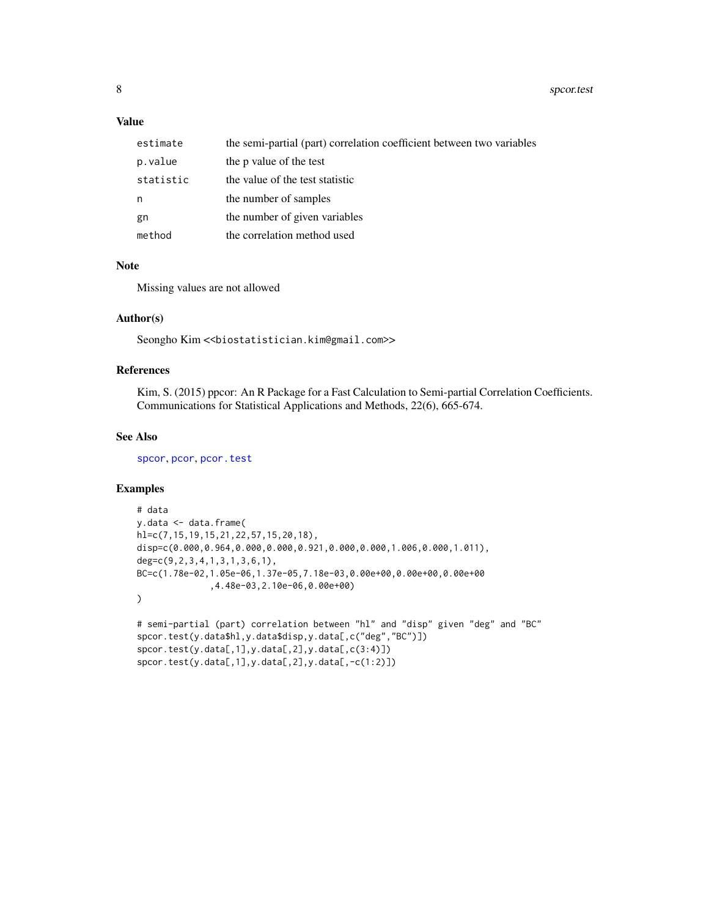## Value

| | |
|---|---|
| estimate | the semi-partial (part) correlation coefficient between two variables |
| p.value | the p value of the test |
| statistic | the value of the test statistic |
| n | the number of samples |
| gn | the number of given variables |
| method | the correlation method used |

## Note

Missing values are not allowed

## Author(s)

Seongho Kim <<biostatistician.kim@gmail.com>>

## References

Kim, S. (2015) ppcor: An R Package for a Fast Calculation to Semi-partial Correlation Coefficients. Communications for Statistical Applications and Methods, 22(6), 665-674.

## See Also

spcor, pcor, pcor.test

## Examples

```
# data
y.data <- data.frame(
hl=c(7,15,19,15,21,22,57,15,20,18),
disp=c(0.000,0.964,0.000,0.000,0.921,0.000,0.000,1.006,0.000,1.011),
deg=c(9,2,3,4,1,3,1,3,6,1),
BC=c(1.78e-02,1.05e-06,1.37e-05,7.18e-03,0.00e+00,0.00e+00,0.00e+00
              ,4.48e-03,2.10e-06,0.00e+00)
)

# semi-partial (part) correlation between "hl" and "disp" given "deg" and "BC"
spcor.test(y.data$hl,y.data$disp,y.data[,c("deg","BC")])
spcor.test(y.data[,1],y.data[,2],y.data[,c(3:4)])
spcor.test(y.data[,1],y.data[,2],y.data[,-c(1:2)])
```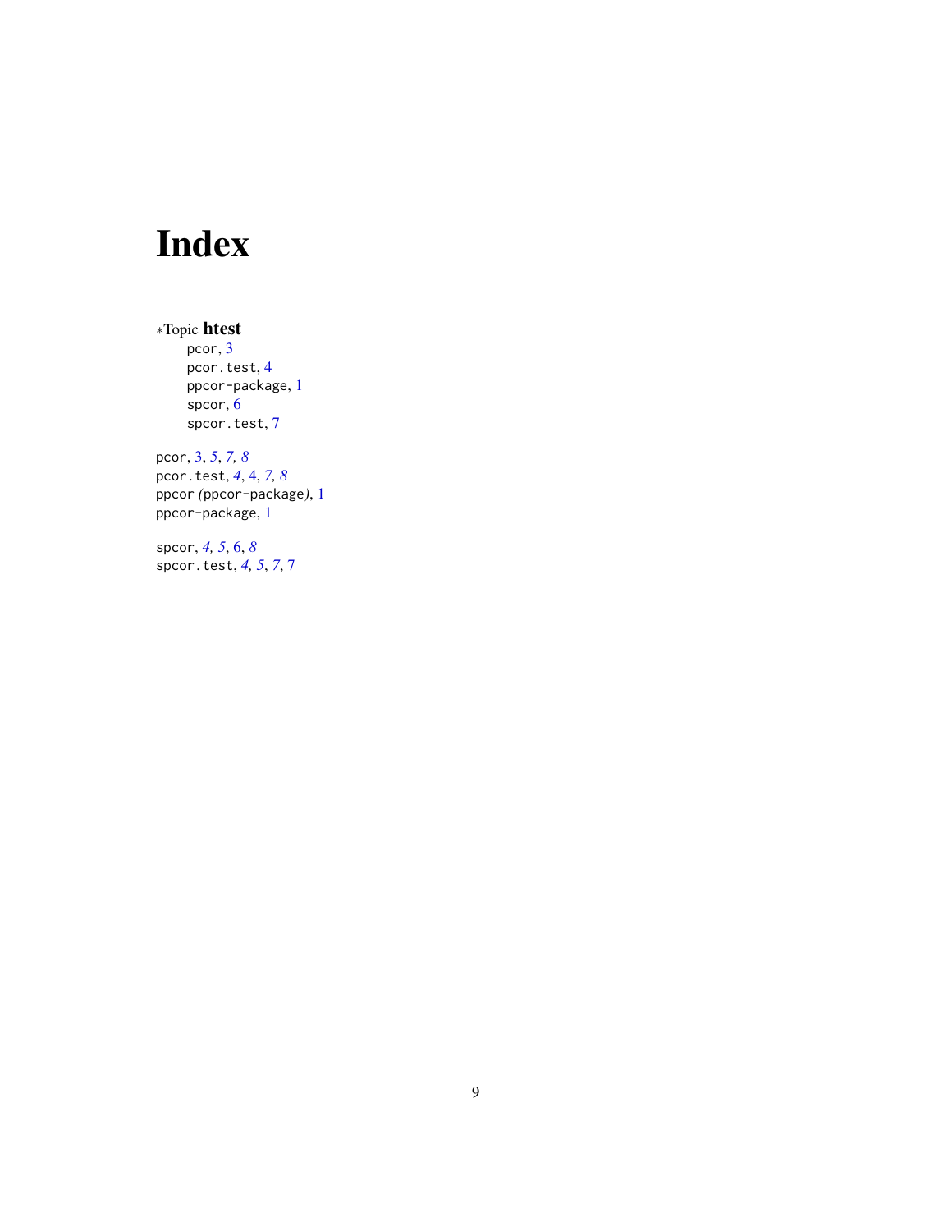# Index

*Topic **htest**

- pcor, 3
- pcor.test, 4
- ppcor-package, 1
- spcor, 6
- spcor.test, 7

pcor, 3, *5*, *7, 8*
pcor.test, *4*, 4, *7, 8*
ppcor *(*ppcor-package*)*, 1
ppcor-package, 1

spcor, *4, 5*, 6, *8*
spcor.test, *4, 5*, *7*, 7